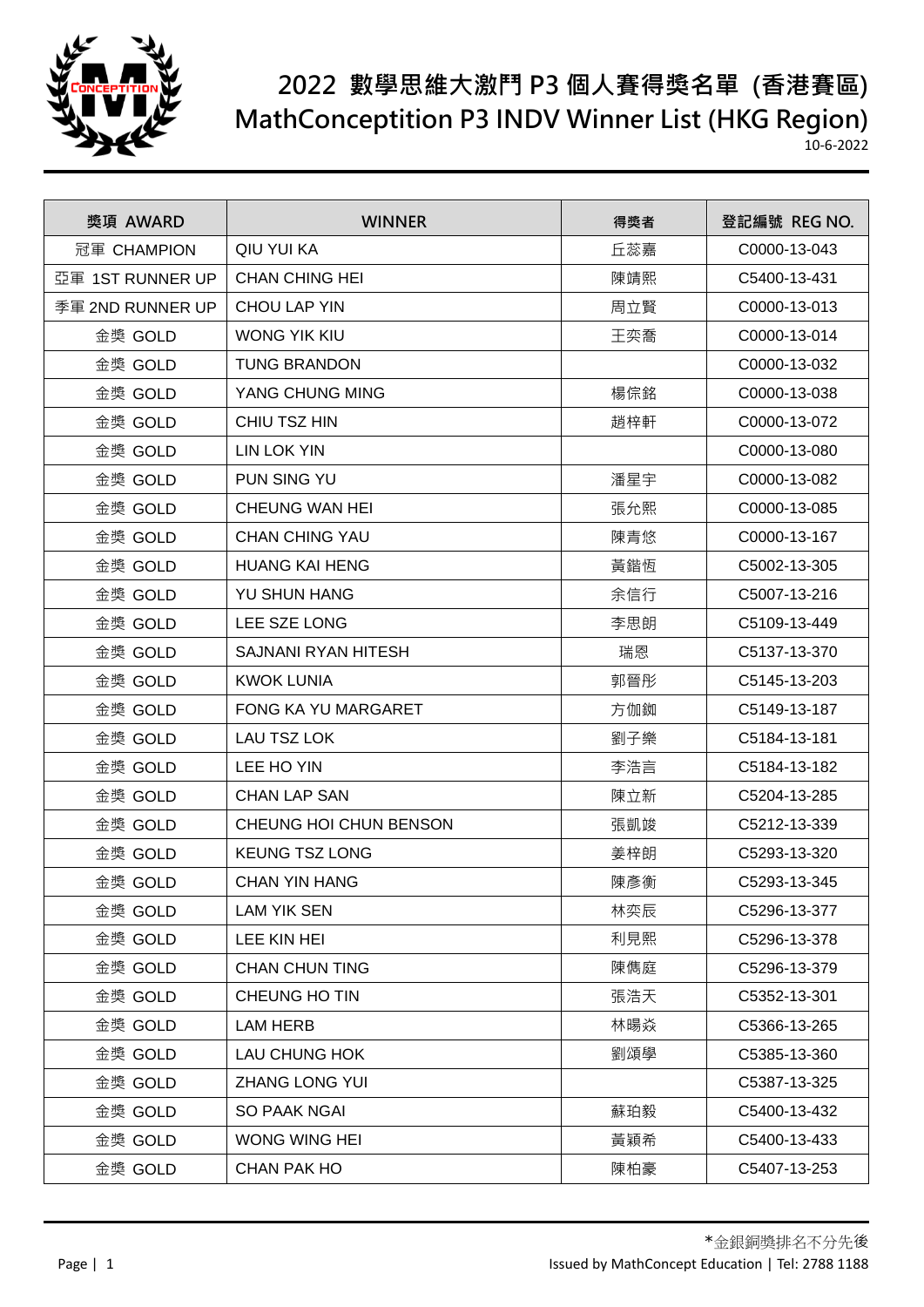# 2022 數學思維大激鬥 P3 個人賽得獎名單 (香港賽區)
# MathConceptition P3 INDV Winner List (HKG Region)

10-6-2022

| 獎項 AWARD | WINNER | 得獎者 | 登記編號 REG NO. |
|---|---|---|---|
| 冠軍 CHAMPION | QIU YUI KA | 丘蕊嘉 | C0000-13-043 |
| 亞軍 1ST RUNNER UP | CHAN CHING HEI | 陳靖熙 | C5400-13-431 |
| 季軍 2ND RUNNER UP | CHOU LAP YIN | 周立賢 | C0000-13-013 |
| 金獎 GOLD | WONG YIK KIU | 王奕喬 | C0000-13-014 |
| 金獎 GOLD | TUNG BRANDON | | C0000-13-032 |
| 金獎 GOLD | YANG CHUNG MING | 楊淙銘 | C0000-13-038 |
| 金獎 GOLD | CHIU TSZ HIN | 趙梓軒 | C0000-13-072 |
| 金獎 GOLD | LIN LOK YIN | | C0000-13-080 |
| 金獎 GOLD | PUN SING YU | 潘星宇 | C0000-13-082 |
| 金獎 GOLD | CHEUNG WAN HEI | 張允熙 | C0000-13-085 |
| 金獎 GOLD | CHAN CHING YAU | 陳青悠 | C0000-13-167 |
| 金獎 GOLD | HUANG KAI HENG | 黃鍇恆 | C5002-13-305 |
| 金獎 GOLD | YU SHUN HANG | 余信行 | C5007-13-216 |
| 金獎 GOLD | LEE SZE LONG | 李思朗 | C5109-13-449 |
| 金獎 GOLD | SAJNANI RYAN HITESH | 瑞恩 | C5137-13-370 |
| 金獎 GOLD | KWOK LUNIA | 郭晉彤 | C5145-13-203 |
| 金獎 GOLD | FONG KA YU MARGARET | 方伽鋤 | C5149-13-187 |
| 金獎 GOLD | LAU TSZ LOK | 劉子樂 | C5184-13-181 |
| 金獎 GOLD | LEE HO YIN | 李浩言 | C5184-13-182 |
| 金獎 GOLD | CHAN LAP SAN | 陳立新 | C5204-13-285 |
| 金獎 GOLD | CHEUNG HOI CHUN BENSON | 張凱竣 | C5212-13-339 |
| 金獎 GOLD | KEUNG TSZ LONG | 姜梓朗 | C5293-13-320 |
| 金獎 GOLD | CHAN YIN HANG | 陳彥衡 | C5293-13-345 |
| 金獎 GOLD | LAM YIK SEN | 林奕辰 | C5296-13-377 |
| 金獎 GOLD | LEE KIN HEI | 利見熙 | C5296-13-378 |
| 金獎 GOLD | CHAN CHUN TING | 陳儁庭 | C5296-13-379 |
| 金獎 GOLD | CHEUNG HO TIN | 張浩天 | C5352-13-301 |
| 金獎 GOLD | LAM HERB | 林暘焱 | C5366-13-265 |
| 金獎 GOLD | LAU CHUNG HOK | 劉頌學 | C5385-13-360 |
| 金獎 GOLD | ZHANG LONG YUI | | C5387-13-325 |
| 金獎 GOLD | SO PAAK NGAI | 蘇珀毅 | C5400-13-432 |
| 金獎 GOLD | WONG WING HEI | 黃穎希 | C5400-13-433 |
| 金獎 GOLD | CHAN PAK HO | 陳柏豪 | C5407-13-253 |

*金銀銅獎排名不分先後

Issued by MathConcept Education | Tel: 2788 1188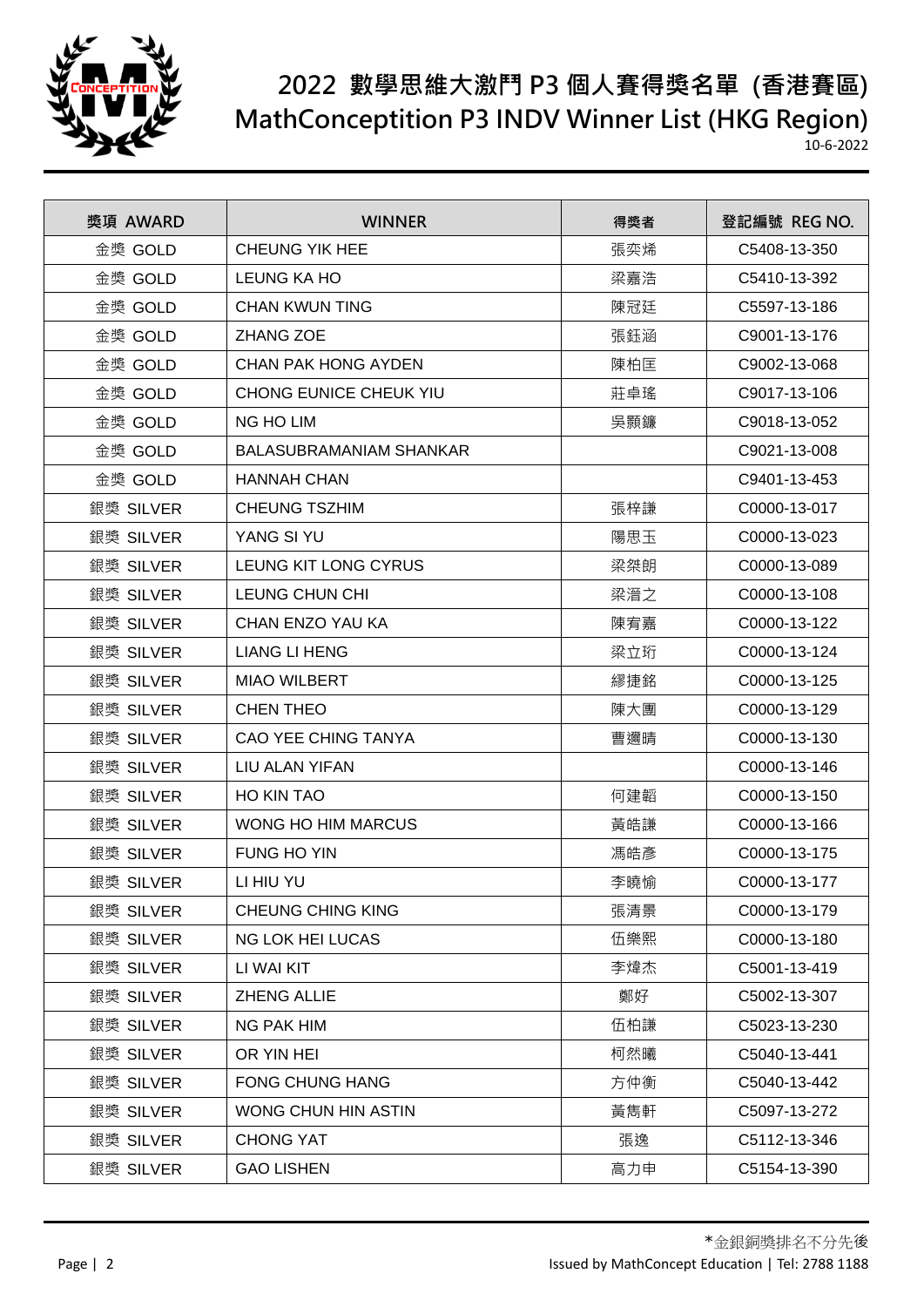# 2022 數學思維大激鬥 P3 個人賽得獎名單 (香港賽區)

# MathConceptition P3 INDV Winner List (HKG Region)

10-6-2022

| 獎項 AWARD | WINNER | 得獎者 | 登記編號 REG NO. |
|---|---|---|---|
| 金獎 GOLD | CHEUNG YIK HEE | 張奕烯 | C5408-13-350 |
| 金獎 GOLD | LEUNG KA HO | 梁嘉浩 | C5410-13-392 |
| 金獎 GOLD | CHAN KWUN TING | 陳冠廷 | C5597-13-186 |
| 金獎 GOLD | ZHANG ZOE | 張鈺涵 | C9001-13-176 |
| 金獎 GOLD | CHAN PAK HONG AYDEN | 陳柏匡 | C9002-13-068 |
| 金獎 GOLD | CHONG EUNICE CHEUK YIU | 莊卓瑤 | C9017-13-106 |
| 金獎 GOLD | NG HO LIM | 吳顥鐮 | C9018-13-052 |
| 金獎 GOLD | BALASUBRAMANIAM SHANKAR | | C9021-13-008 |
| 金獎 GOLD | HANNAH CHAN | | C9401-13-453 |
| 銀獎 SILVER | CHEUNG TSZHIM | 張梓謙 | C0000-13-017 |
| 銀獎 SILVER | YANG SI YU | 陽思玉 | C0000-13-023 |
| 銀獎 SILVER | LEUNG KIT LONG CYRUS | 梁桀朗 | C0000-13-089 |
| 銀獎 SILVER | LEUNG CHUN CHI | 梁溍之 | C0000-13-108 |
| 銀獎 SILVER | CHAN ENZO YAU KA | 陳宥嘉 | C0000-13-122 |
| 銀獎 SILVER | LIANG LI HENG | 梁立珩 | C0000-13-124 |
| 銀獎 SILVER | MIAO WILBERT | 繆捷銘 | C0000-13-125 |
| 銀獎 SILVER | CHEN THEO | 陳大團 | C0000-13-129 |
| 銀獎 SILVER | CAO YEE CHING TANYA | 曹邇晴 | C0000-13-130 |
| 銀獎 SILVER | LIU ALAN YIFAN | | C0000-13-146 |
| 銀獎 SILVER | HO KIN TAO | 何建韜 | C0000-13-150 |
| 銀獎 SILVER | WONG HO HIM MARCUS | 黃皓謙 | C0000-13-166 |
| 銀獎 SILVER | FUNG HO YIN | 馮皓彥 | C0000-13-175 |
| 銀獎 SILVER | LI HIU YU | 李曉愉 | C0000-13-177 |
| 銀獎 SILVER | CHEUNG CHING KING | 張清景 | C0000-13-179 |
| 銀獎 SILVER | NG LOK HEI LUCAS | 伍樂熙 | C0000-13-180 |
| 銀獎 SILVER | LI WAI KIT | 李煒杰 | C5001-13-419 |
| 銀獎 SILVER | ZHENG ALLIE | 鄭好 | C5002-13-307 |
| 銀獎 SILVER | NG PAK HIM | 伍柏謙 | C5023-13-230 |
| 銀獎 SILVER | OR YIN HEI | 柯然曦 | C5040-13-441 |
| 銀獎 SILVER | FONG CHUNG HANG | 方仲衡 | C5040-13-442 |
| 銀獎 SILVER | WONG CHUN HIN ASTIN | 黃儁軒 | C5097-13-272 |
| 銀獎 SILVER | CHONG YAT | 張逸 | C5112-13-346 |
| 銀獎 SILVER | GAO LISHEN | 高力申 | C5154-13-390 |

*金銀銅獎排名不分先後

Issued by MathConcept Education | Tel: 2788 1188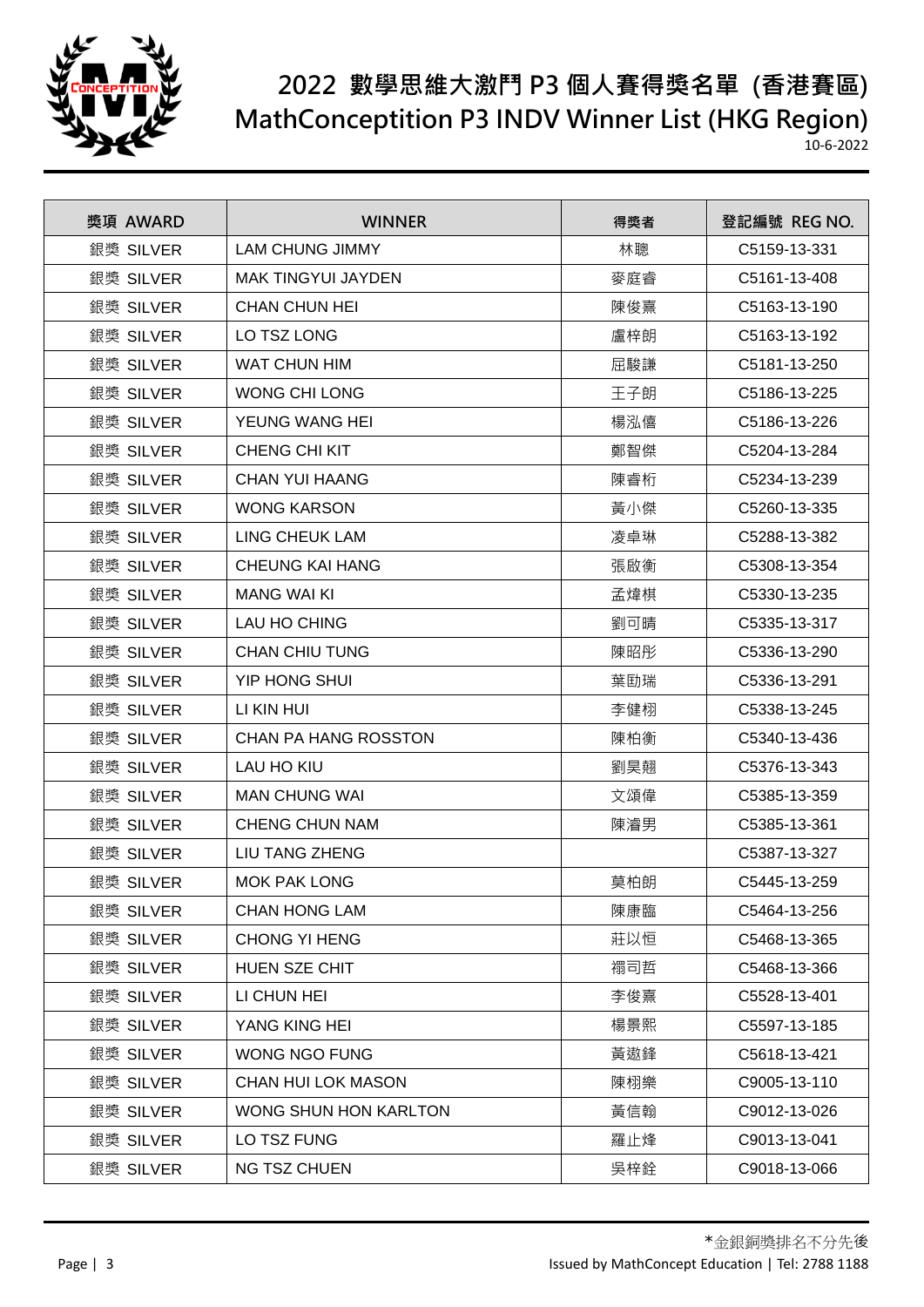# 2022 數學思維大激鬥 P3 個人賽得獎名單 (香港賽區)

# MathConceptition P3 INDV Winner List (HKG Region)

10-6-2022

| 獎項 AWARD | WINNER | 得獎者 | 登記編號 REG NO. |
|---|---|---|---|
| 銀獎 SILVER | LAM CHUNG JIMMY | 林聰 | C5159-13-331 |
| 銀獎 SILVER | MAK TINGYUI JAYDEN | 麥庭睿 | C5161-13-408 |
| 銀獎 SILVER | CHAN CHUN HEI | 陳俊熹 | C5163-13-190 |
| 銀獎 SILVER | LO TSZ LONG | 盧梓朗 | C5163-13-192 |
| 銀獎 SILVER | WAT CHUN HIM | 屈駿謙 | C5181-13-250 |
| 銀獎 SILVER | WONG CHI LONG | 王子朗 | C5186-13-225 |
| 銀獎 SILVER | YEUNG WANG HEI | 楊泓僖 | C5186-13-226 |
| 銀獎 SILVER | CHENG CHI KIT | 鄭智傑 | C5204-13-284 |
| 銀獎 SILVER | CHAN YUI HAANG | 陳睿桁 | C5234-13-239 |
| 銀獎 SILVER | WONG KARSON | 黃小傑 | C5260-13-335 |
| 銀獎 SILVER | LING CHEUK LAM | 凌卓琳 | C5288-13-382 |
| 銀獎 SILVER | CHEUNG KAI HANG | 張啟衡 | C5308-13-354 |
| 銀獎 SILVER | MANG WAI KI | 孟煒棋 | C5330-13-235 |
| 銀獎 SILVER | LAU HO CHING | 劉可晴 | C5335-13-317 |
| 銀獎 SILVER | CHAN CHIU TUNG | 陳昭彤 | C5336-13-290 |
| 銀獎 SILVER | YIP HONG SHUI | 葉匡瑞 | C5336-13-291 |
| 銀獎 SILVER | LI KIN HUI | 李健栩 | C5338-13-245 |
| 銀獎 SILVER | CHAN PA HANG ROSSTON | 陳柏衡 | C5340-13-436 |
| 銀獎 SILVER | LAU HO KIU | 劉昊翹 | C5376-13-343 |
| 銀獎 SILVER | MAN CHUNG WAI | 文頌偉 | C5385-13-359 |
| 銀獎 SILVER | CHENG CHUN NAM | 陳濬男 | C5385-13-361 |
| 銀獎 SILVER | LIU TANG ZHENG | | C5387-13-327 |
| 銀獎 SILVER | MOK PAK LONG | 莫柏朗 | C5445-13-259 |
| 銀獎 SILVER | CHAN HONG LAM | 陳康臨 | C5464-13-256 |
| 銀獎 SILVER | CHONG YI HENG | 莊以恒 | C5468-13-365 |
| 銀獎 SILVER | HUEN SZE CHIT | 禤司哲 | C5468-13-366 |
| 銀獎 SILVER | LI CHUN HEI | 李俊熹 | C5528-13-401 |
| 銀獎 SILVER | YANG KING HEI | 楊景熙 | C5597-13-185 |
| 銀獎 SILVER | WONG NGO FUNG | 黃遨鋒 | C5618-13-421 |
| 銀獎 SILVER | CHAN HUI LOK MASON | 陳栩樂 | C9005-13-110 |
| 銀獎 SILVER | WONG SHUN HON KARLTON | 黃信翰 | C9012-13-026 |
| 銀獎 SILVER | LO TSZ FUNG | 羅止烽 | C9013-13-041 |
| 銀獎 SILVER | NG TSZ CHUEN | 吳梓銓 | C9018-13-066 |

*金銀銅獎排名不分先後

Issued by MathConcept Education | Tel: 2788 1188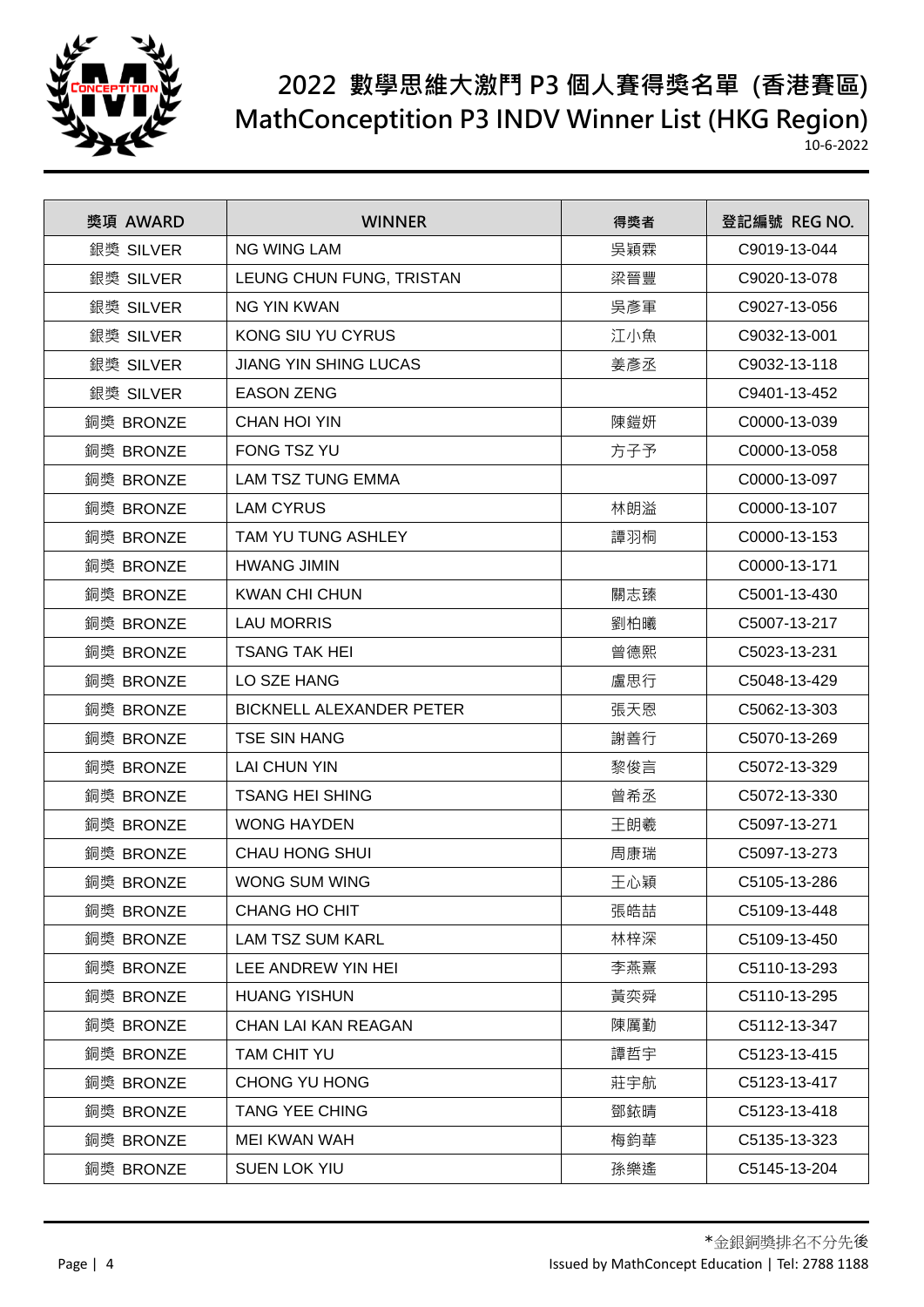# 2022 數學思維大激鬥 P3 個人賽得獎名單 (香港賽區)

# MathConceptition P3 INDV Winner List (HKG Region)

10-6-2022

| 獎項 AWARD | WINNER | 得獎者 | 登記編號 REG NO. |
| --- | --- | --- | --- |
| 銀獎 SILVER | NG WING LAM | 吳穎霖 | C9019-13-044 |
| 銀獎 SILVER | LEUNG CHUN FUNG, TRISTAN | 梁晉豐 | C9020-13-078 |
| 銀獎 SILVER | NG YIN KWAN | 吳彥軍 | C9027-13-056 |
| 銀獎 SILVER | KONG SIU YU CYRUS | 江小魚 | C9032-13-001 |
| 銀獎 SILVER | JIANG YIN SHING LUCAS | 姜彥丞 | C9032-13-118 |
| 銀獎 SILVER | EASON ZENG | | C9401-13-452 |
| 銅獎 BRONZE | CHAN HOI YIN | 陳鎧妍 | C0000-13-039 |
| 銅獎 BRONZE | FONG TSZ YU | 方子予 | C0000-13-058 |
| 銅獎 BRONZE | LAM TSZ TUNG EMMA | | C0000-13-097 |
| 銅獎 BRONZE | LAM CYRUS | 林朗溢 | C0000-13-107 |
| 銅獎 BRONZE | TAM YU TUNG ASHLEY | 譚羽桐 | C0000-13-153 |
| 銅獎 BRONZE | HWANG JIMIN | | C0000-13-171 |
| 銅獎 BRONZE | KWAN CHI CHUN | 關志臻 | C5001-13-430 |
| 銅獎 BRONZE | LAU MORRIS | 劉柏曦 | C5007-13-217 |
| 銅獎 BRONZE | TSANG TAK HEI | 曾德熙 | C5023-13-231 |
| 銅獎 BRONZE | LO SZE HANG | 盧思行 | C5048-13-429 |
| 銅獎 BRONZE | BICKNELL ALEXANDER PETER | 張天恩 | C5062-13-303 |
| 銅獎 BRONZE | TSE SIN HANG | 謝善行 | C5070-13-269 |
| 銅獎 BRONZE | LAI CHUN YIN | 黎俊言 | C5072-13-329 |
| 銅獎 BRONZE | TSANG HEI SHING | 曾希丞 | C5072-13-330 |
| 銅獎 BRONZE | WONG HAYDEN | 王朗羲 | C5097-13-271 |
| 銅獎 BRONZE | CHAU HONG SHUI | 周康瑞 | C5097-13-273 |
| 銅獎 BRONZE | WONG SUM WING | 王心穎 | C5105-13-286 |
| 銅獎 BRONZE | CHANG HO CHIT | 張皓喆 | C5109-13-448 |
| 銅獎 BRONZE | LAM TSZ SUM KARL | 林梓深 | C5109-13-450 |
| 銅獎 BRONZE | LEE ANDREW YIN HEI | 李燕熹 | C5110-13-293 |
| 銅獎 BRONZE | HUANG YISHUN | 黃奕舜 | C5110-13-295 |
| 銅獎 BRONZE | CHAN LAI KAN REAGAN | 陳厲勤 | C5112-13-347 |
| 銅獎 BRONZE | TAM CHIT YU | 譚哲宇 | C5123-13-415 |
| 銅獎 BRONZE | CHONG YU HONG | 莊宇航 | C5123-13-417 |
| 銅獎 BRONZE | TANG YEE CHING | 鄧鈺晴 | C5123-13-418 |
| 銅獎 BRONZE | MEI KWAN WAH | 梅鈞華 | C5135-13-323 |
| 銅獎 BRONZE | SUEN LOK YIU | 孫樂遙 | C5145-13-204 |

*金銀銅獎排名不分先後

Issued by MathConcept Education | Tel: 2788 1188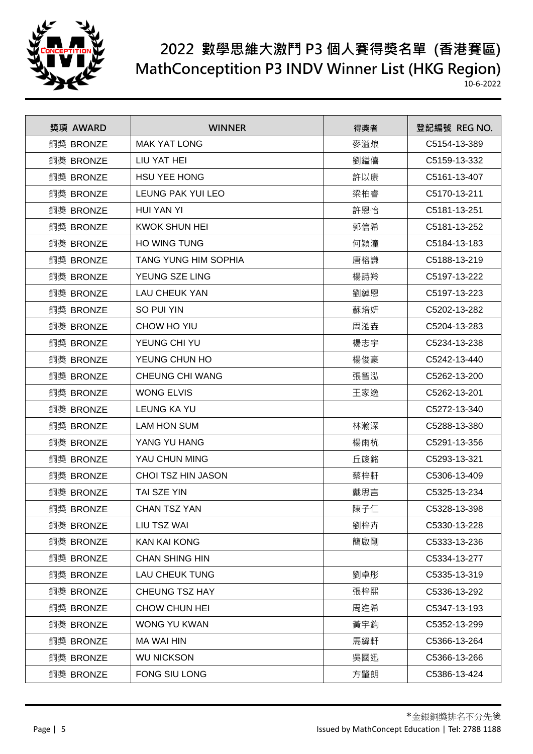# 2022 數學思維大激鬥 P3 個人賽得獎名單 (香港賽區)

# MathConceptition P3 INDV Winner List (HKG Region)

10-6-2022

| 獎項 AWARD | WINNER | 得獎者 | 登記編號 REG NO. |
|---|---|---|---|
| 銅獎 BRONZE | MAK YAT LONG | 麥溢烺 | C5154-13-389 |
| 銅獎 BRONZE | LIU YAT HEI | 劉鎰僖 | C5159-13-332 |
| 銅獎 BRONZE | HSU YEE HONG | 許以康 | C5161-13-407 |
| 銅獎 BRONZE | LEUNG PAK YUI LEO | 梁柏睿 | C5170-13-211 |
| 銅獎 BRONZE | HUI YAN YI | 許恩怡 | C5181-13-251 |
| 銅獎 BRONZE | KWOK SHUN HEI | 郭信希 | C5181-13-252 |
| 銅獎 BRONZE | HO WING TUNG | 何穎潼 | C5184-13-183 |
| 銅獎 BRONZE | TANG YUNG HIM SOPHIA | 唐榕謙 | C5188-13-219 |
| 銅獎 BRONZE | YEUNG SZE LING | 楊詩羚 | C5197-13-222 |
| 銅獎 BRONZE | LAU CHEUK YAN | 劉綽恩 | C5197-13-223 |
| 銅獎 BRONZE | SO PUI YIN | 蘇培妍 | C5202-13-282 |
| 銅獎 BRONZE | CHOW HO YIU | 周澔垚 | C5204-13-283 |
| 銅獎 BRONZE | YEUNG CHI YU | 楊志宇 | C5234-13-238 |
| 銅獎 BRONZE | YEUNG CHUN HO | 楊俊豪 | C5242-13-440 |
| 銅獎 BRONZE | CHEUNG CHI WANG | 張智泓 | C5262-13-200 |
| 銅獎 BRONZE | WONG ELVIS | 王家逸 | C5262-13-201 |
| 銅獎 BRONZE | LEUNG KA YU | | C5272-13-340 |
| 銅獎 BRONZE | LAM HON SUM | 林瀚深 | C5288-13-380 |
| 銅獎 BRONZE | YANG YU HANG | 楊雨杭 | C5291-13-356 |
| 銅獎 BRONZE | YAU CHUN MING | 丘竣銘 | C5293-13-321 |
| 銅獎 BRONZE | CHOI TSZ HIN JASON | 蔡梓軒 | C5306-13-409 |
| 銅獎 BRONZE | TAI SZE YIN | 戴思言 | C5325-13-234 |
| 銅獎 BRONZE | CHAN TSZ YAN | 陳子仁 | C5328-13-398 |
| 銅獎 BRONZE | LIU TSZ WAI | 劉梓卉 | C5330-13-228 |
| 銅獎 BRONZE | KAN KAI KONG | 簡啟剛 | C5333-13-236 |
| 銅獎 BRONZE | CHAN SHING HIN | | C5334-13-277 |
| 銅獎 BRONZE | LAU CHEUK TUNG | 劉卓彤 | C5335-13-319 |
| 銅獎 BRONZE | CHEUNG TSZ HAY | 張梓熙 | C5336-13-292 |
| 銅獎 BRONZE | CHOW CHUN HEI | 周進希 | C5347-13-193 |
| 銅獎 BRONZE | WONG YU KWAN | 黃宇鈞 | C5352-13-299 |
| 銅獎 BRONZE | MA WAI HIN | 馬緯軒 | C5366-13-264 |
| 銅獎 BRONZE | WU NICKSON | 吳國迅 | C5366-13-266 |
| 銅獎 BRONZE | FONG SIU LONG | 方肇朗 | C5386-13-424 |

*金銀銅獎排名不分先後

Issued by MathConcept Education | Tel: 2788 1188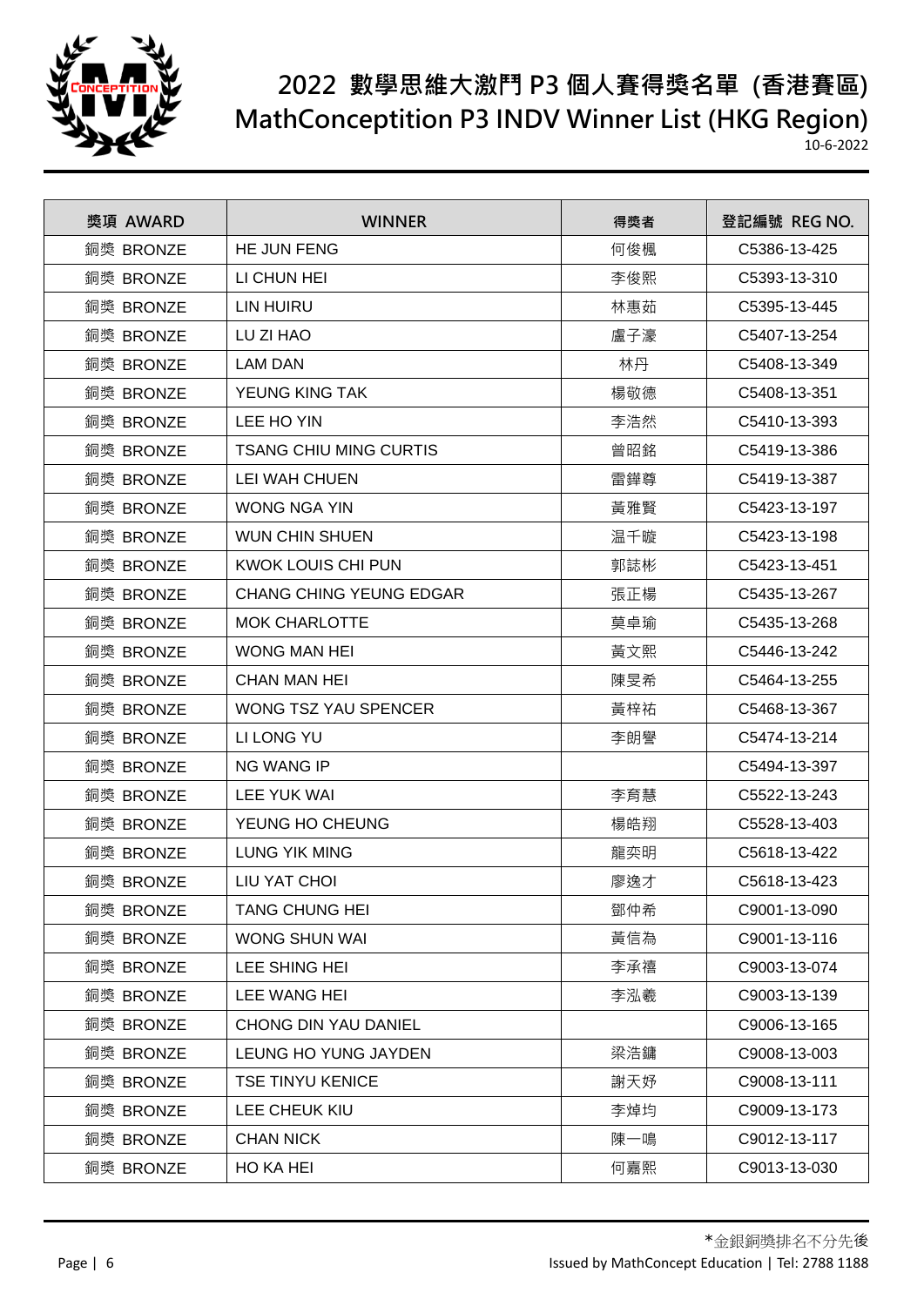# 2022 數學思維大激鬥 P3 個人賽得獎名單 (香港賽區)

# MathConceptition P3 INDV Winner List (HKG Region)

10-6-2022

| 獎項 AWARD | WINNER | 得獎者 | 登記編號 REG NO. |
|---|---|---|---|
| 銅獎 BRONZE | HE JUN FENG | 何俊楓 | C5386-13-425 |
| 銅獎 BRONZE | LI CHUN HEI | 李俊熙 | C5393-13-310 |
| 銅獎 BRONZE | LIN HUIRU | 林惠茹 | C5395-13-445 |
| 銅獎 BRONZE | LU ZI HAO | 盧子濠 | C5407-13-254 |
| 銅獎 BRONZE | LAM DAN | 林丹 | C5408-13-349 |
| 銅獎 BRONZE | YEUNG KING TAK | 楊敬德 | C5408-13-351 |
| 銅獎 BRONZE | LEE HO YIN | 李浩然 | C5410-13-393 |
| 銅獎 BRONZE | TSANG CHIU MING CURTIS | 曾昭銘 | C5419-13-386 |
| 銅獎 BRONZE | LEI WAH CHUEN | 雷鏵尊 | C5419-13-387 |
| 銅獎 BRONZE | WONG NGA YIN | 黃雅賢 | C5423-13-197 |
| 銅獎 BRONZE | WUN CHIN SHUEN | 温千璇 | C5423-13-198 |
| 銅獎 BRONZE | KWOK LOUIS CHI PUN | 郭誌彬 | C5423-13-451 |
| 銅獎 BRONZE | CHANG CHING YEUNG EDGAR | 張正楊 | C5435-13-267 |
| 銅獎 BRONZE | MOK CHARLOTTE | 莫卓瑜 | C5435-13-268 |
| 銅獎 BRONZE | WONG MAN HEI | 黃文熙 | C5446-13-242 |
| 銅獎 BRONZE | CHAN MAN HEI | 陳旻希 | C5464-13-255 |
| 銅獎 BRONZE | WONG TSZ YAU SPENCER | 黃梓祐 | C5468-13-367 |
| 銅獎 BRONZE | LI LONG YU | 李朗譽 | C5474-13-214 |
| 銅獎 BRONZE | NG WANG IP | | C5494-13-397 |
| 銅獎 BRONZE | LEE YUK WAI | 李育慧 | C5522-13-243 |
| 銅獎 BRONZE | YEUNG HO CHEUNG | 楊皓翔 | C5528-13-403 |
| 銅獎 BRONZE | LUNG YIK MING | 龍奕明 | C5618-13-422 |
| 銅獎 BRONZE | LIU YAT CHOI | 廖逸才 | C5618-13-423 |
| 銅獎 BRONZE | TANG CHUNG HEI | 鄧仲希 | C9001-13-090 |
| 銅獎 BRONZE | WONG SHUN WAI | 黃信為 | C9001-13-116 |
| 銅獎 BRONZE | LEE SHING HEI | 李承禧 | C9003-13-074 |
| 銅獎 BRONZE | LEE WANG HEI | 李泓羲 | C9003-13-139 |
| 銅獎 BRONZE | CHONG DIN YAU DANIEL | | C9006-13-165 |
| 銅獎 BRONZE | LEUNG HO YUNG JAYDEN | 梁浩鏞 | C9008-13-003 |
| 銅獎 BRONZE | TSE TINYU KENICE | 謝天妤 | C9008-13-111 |
| 銅獎 BRONZE | LEE CHEUK KIU | 李焯均 | C9009-13-173 |
| 銅獎 BRONZE | CHAN NICK | 陳一鳴 | C9012-13-117 |
| 銅獎 BRONZE | HO KA HEI | 何嘉熙 | C9013-13-030 |

*金銀銅獎排名不分先後

Issued by MathConcept Education | Tel: 2788 1188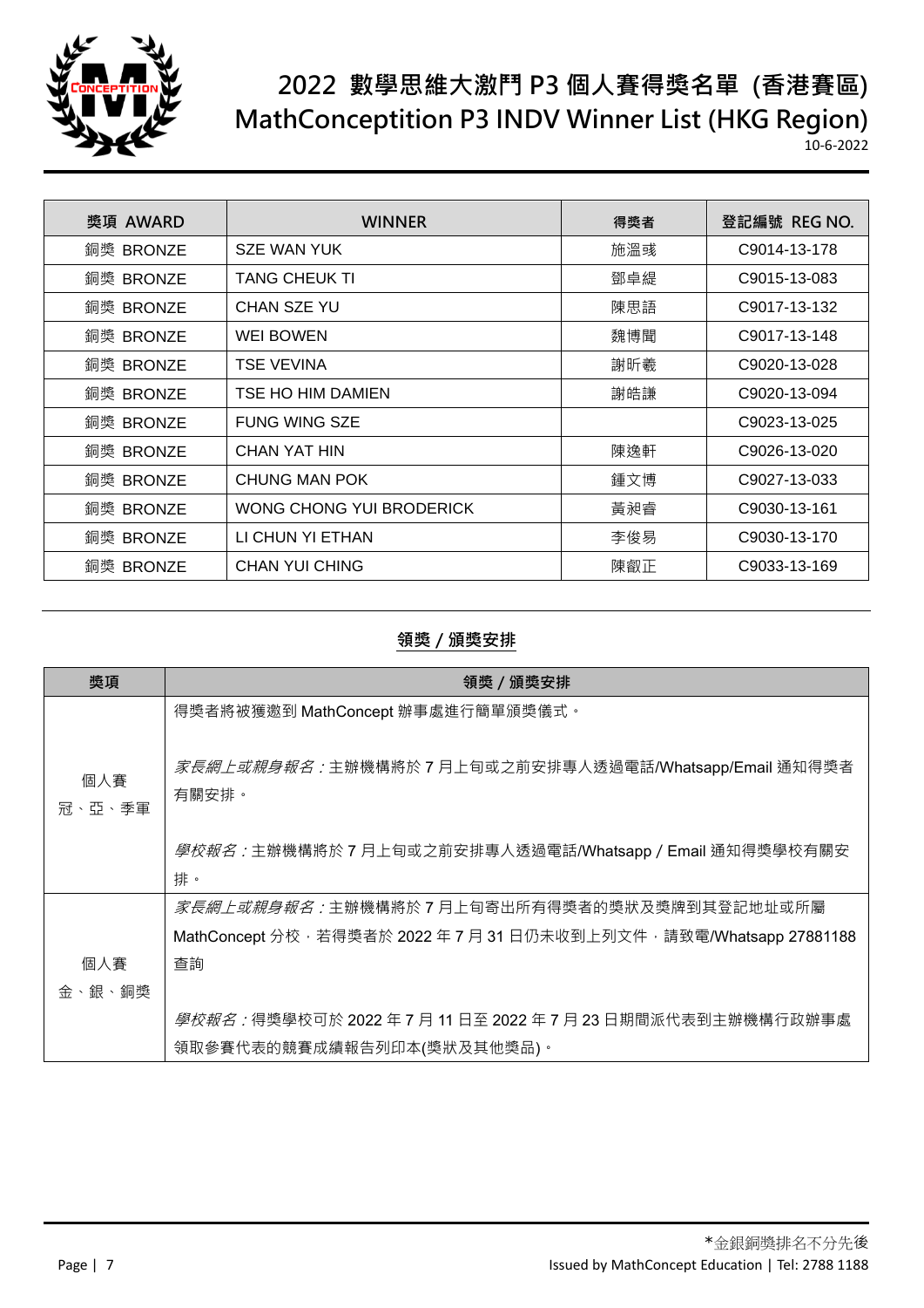# 2022 數學思維大激鬥 P3 個人賽得獎名單 (香港賽區)
# MathConceptition P3 INDV Winner List (HKG Region)

10-6-2022

| 獎項 AWARD | WINNER | 得獎者 | 登記編號 REG NO. |
|---|---|---|---|
| 銅獎 BRONZE | SZE WAN YUK | 施溋彧 | C9014-13-178 |
| 銅獎 BRONZE | TANG CHEUK TI | 鄧卓緹 | C9015-13-083 |
| 銅獎 BRONZE | CHAN SZE YU | 陳思語 | C9017-13-132 |
| 銅獎 BRONZE | WEI BOWEN | 魏博聞 | C9017-13-148 |
| 銅獎 BRONZE | TSE VEVINA | 謝昕羲 | C9020-13-028 |
| 銅獎 BRONZE | TSE HO HIM DAMIEN | 謝皓謙 | C9020-13-094 |
| 銅獎 BRONZE | FUNG WING SZE | | C9023-13-025 |
| 銅獎 BRONZE | CHAN YAT HIN | 陳逸軒 | C9026-13-020 |
| 銅獎 BRONZE | CHUNG MAN POK | 鍾文博 | C9027-13-033 |
| 銅獎 BRONZE | WONG CHONG YUI BRODERICK | 黃昶睿 | C9030-13-161 |
| 銅獎 BRONZE | LI CHUN YI ETHAN | 李俊易 | C9030-13-170 |
| 銅獎 BRONZE | CHAN YUI CHING | 陳叡正 | C9033-13-169 |

## 領獎 / 頒獎安排

| 獎項 | 領獎 / 頒獎安排 |
|---|---|
| 個人賽<br>冠、亞、季軍 | 得獎者將被獲邀到 MathConcept 辦事處進行簡單頒獎儀式。<br><br>*家長網上或親身報名：*主辦機構將於 7 月上旬或之前安排專人透過電話/Whatsapp/Email 通知得獎者有關安排。<br><br>*學校報名：*主辦機構將於 7 月上旬或之前安排專人透過電話/Whatsapp / Email 通知得獎學校有關安排。 |
| 個人賽<br>金、銀、銅獎 | *家長網上或親身報名：*主辦機構將於 7 月上旬寄出所有得獎者的獎狀及獎牌到其登記地址或所屬 MathConcept 分校，若得獎者於 2022 年 7 月 31 日仍未收到上列文件，請致電/Whatsapp 27881188 查詢<br><br>*學校報名：*得獎學校可於 2022 年 7 月 11 日至 2022 年 7 月 23 日期間派代表到主辦機構行政辦事處領取參賽代表的競賽成績報告列印本(獎狀及其他獎品)。 |

*金銀銅獎排名不分先後

Issued by MathConcept Education | Tel: 2788 1188